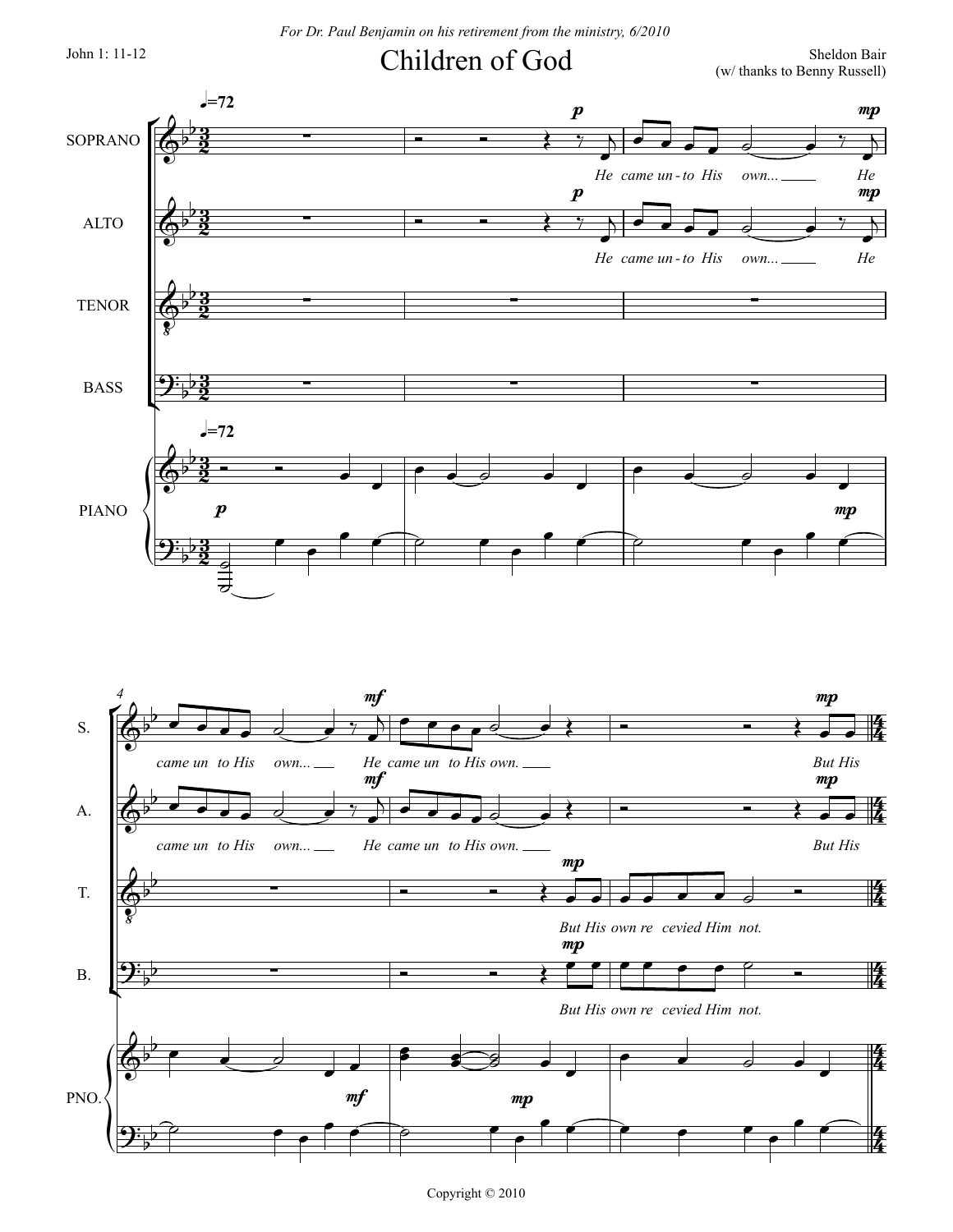*For Dr. Paul Benjamin on his retirement from the ministry, 6/2010*

John 1: 11-12

# Children of God

Sheldon Bair
(w/ thanks to Benny Russell)

♩=72

SOPRANO: *He came un - to His own... He came un to His own... He came un to His own. But His*

ALTO: *He came un - to His own... He came un to His own... He came un to His own. But His*

TENOR: *But His own re cevied Him not.*

BASS: *But His own re cevied Him not.*

PIANO

Copyright © 2010